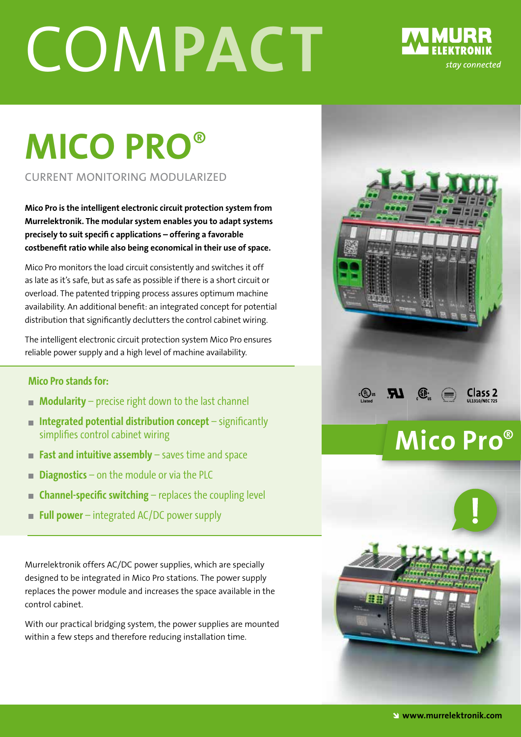# COMPACT

## MICO PRO®

CURRENT MONITORING MODULARIZED

**Mico Pro is the intelligent electronic circuit protection system from Murrelektronik. The modular system enables you to adapt systems precisely to suit specifi c applications – offering a favorable costbenefit ratio while also being economical in their use of space.**

Mico Pro monitors the load circuit consistently and switches it off as late as it's safe, but as safe as possible if there is a short circuit or overload. The patented tripping process assures optimum machine availability. An additional benefit: an integrated concept for potential distribution that significantly declutters the control cabinet wiring.

The intelligent electronic circuit protection system Mico Pro ensures reliable power supply and a high level of machine availability.

### Mico Pro stands for:

- **Modularity** – precise right down to the last channel
- **Integrated potential distribution concept** – significantly simplifies control cabinet wiring
- **Fast and intuitive assembly** – saves time and space
- **Diagnostics** – on the module or via the PLC
- **Channel-specific switching** – replaces the coupling level
- **Full power** – integrated AC/DC power supply

Murrelektronik offers AC/DC power supplies, which are specially designed to be integrated in Mico Pro stations. The power supply replaces the power module and increases the space available in the control cabinet.

With our practical bridging system, the power supplies are mounted within a few steps and therefore reducing installation time.

Class 2
UL1310/NEC 725

Mico Pro®

www.murrelektronik.com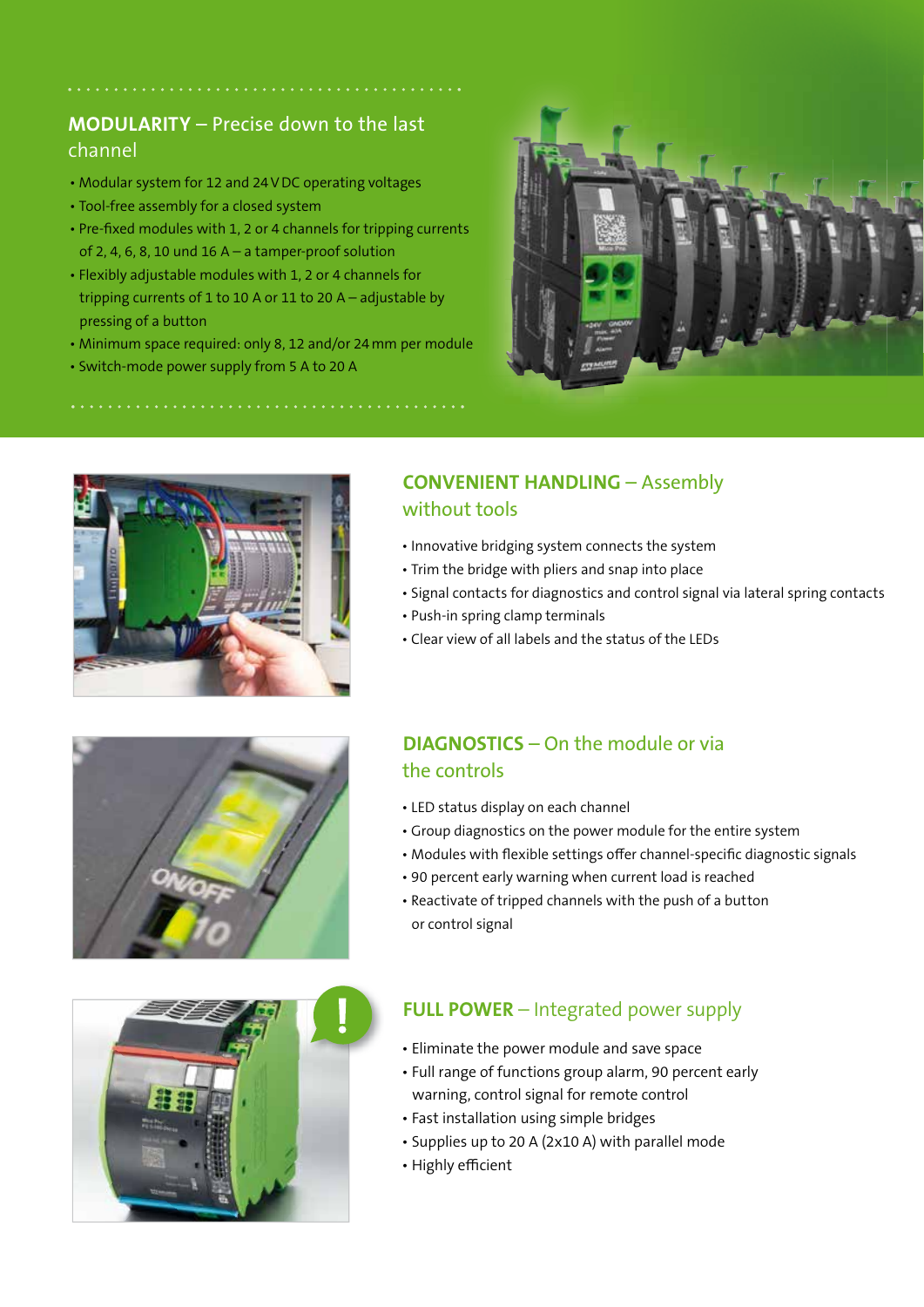## MODULARITY – Precise down to the last channel

- Modular system for 12 and 24 V DC operating voltages
- Tool-free assembly for a closed system
- Pre-fixed modules with 1, 2 or 4 channels for tripping currents of 2, 4, 6, 8, 10 und 16 A – a tamper-proof solution
- Flexibly adjustable modules with 1, 2 or 4 channels for tripping currents of 1 to 10 A or 11 to 20 A – adjustable by pressing of a button
- Minimum space required: only 8, 12 and/or 24 mm per module
- Switch-mode power supply from 5 A to 20 A

## CONVENIENT HANDLING – Assembly without tools

- Innovative bridging system connects the system
- Trim the bridge with pliers and snap into place
- Signal contacts for diagnostics and control signal via lateral spring contacts
- Push-in spring clamp terminals
- Clear view of all labels and the status of the LEDs

## DIAGNOSTICS – On the module or via the controls

- LED status display on each channel
- Group diagnostics on the power module for the entire system
- Modules with flexible settings offer channel-specific diagnostic signals
- 90 percent early warning when current load is reached
- Reactivate of tripped channels with the push of a button or control signal

## FULL POWER – Integrated power supply

- Eliminate the power module and save space
- Full range of functions group alarm, 90 percent early warning, control signal for remote control
- Fast installation using simple bridges
- Supplies up to 20 A (2x10 A) with parallel mode
- Highly efficient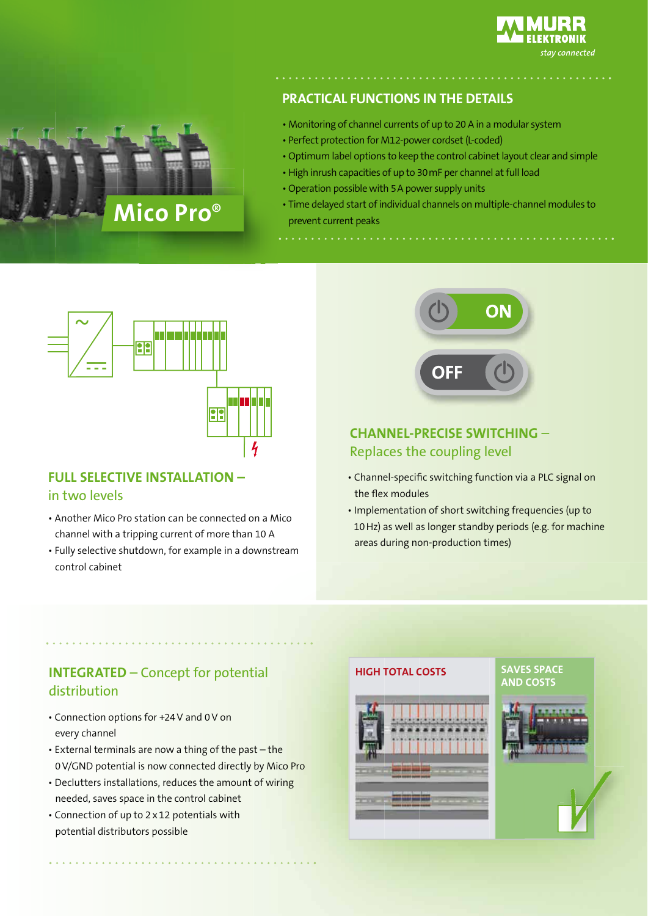## PRACTICAL FUNCTIONS IN THE DETAILS

- Monitoring of channel currents of up to 20 A in a modular system
- Perfect protection for M12-power cordset (L-coded)
- Optimum label options to keep the control cabinet layout clear and simple
- High inrush capacities of up to 30 mF per channel at full load
- Operation possible with 5 A power supply units
- Time delayed start of individual channels on multiple-channel modules to prevent current peaks

## FULL SELECTIVE INSTALLATION – in two levels

- Another Mico Pro station can be connected on a Mico channel with a tripping current of more than 10 A
- Fully selective shutdown, for example in a downstream control cabinet

## CHANNEL-PRECISE SWITCHING – Replaces the coupling level

- Channel-specific switching function via a PLC signal on the flex modules
- Implementation of short switching frequencies (up to 10 Hz) as well as longer standby periods (e.g. for machine areas during non-production times)

## INTEGRATED – Concept for potential distribution

- Connection options for +24 V and 0 V on every channel
- External terminals are now a thing of the past – the 0 V/GND potential is now connected directly by Mico Pro
- Declutters installations, reduces the amount of wiring needed, saves space in the control cabinet
- Connection of up to 2 x 12 potentials with potential distributors possible

HIGH TOTAL COSTS

SAVES SPACE AND COSTS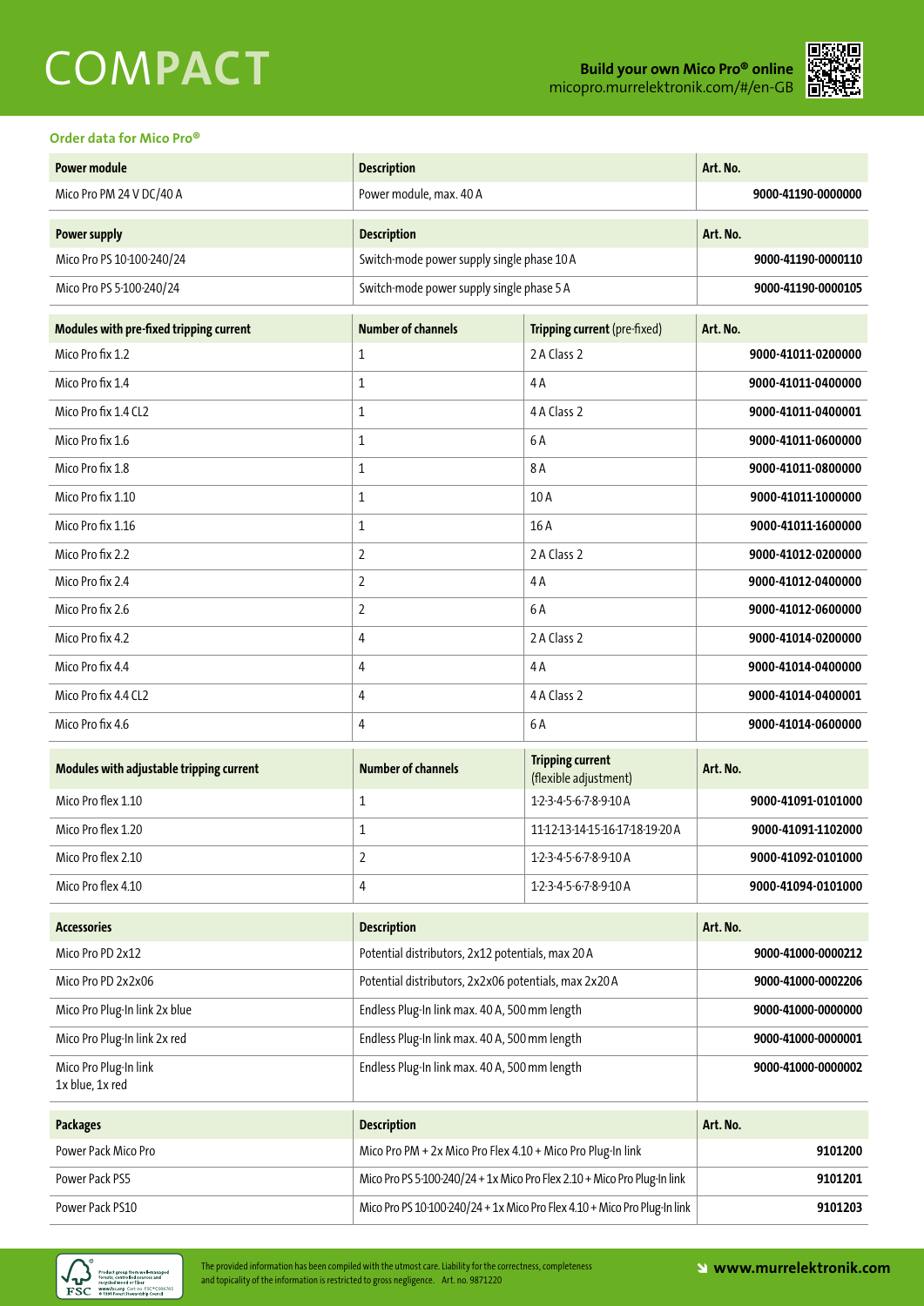# COMPACT

**Build your own Mico Pro® online**
micopro.murrelektronik.com/#/en-GB

**Order data for Mico Pro®**

| Power module | Description | Art. No. |
|---|---|---|
| Mico Pro PM 24 V DC/40 A | Power module, max. 40 A | 9000-41190-0000000 |

| Power supply | Description | Art. No. |
|---|---|---|
| Mico Pro PS 10-100-240/24 | Switch-mode power supply single phase 10 A | 9000-41190-0000110 |
| Mico Pro PS 5-100-240/24 | Switch-mode power supply single phase 5 A | 9000-41190-0000105 |

| Modules with pre-fixed tripping current | Number of channels | Tripping current (pre-fixed) | Art. No. |
|---|---|---|---|
| Mico Pro fix 1.2 | 1 | 2 A Class 2 | 9000-41011-0200000 |
| Mico Pro fix 1.4 | 1 | 4 A | 9000-41011-0400000 |
| Mico Pro fix 1.4 CL2 | 1 | 4 A Class 2 | 9000-41011-0400001 |
| Mico Pro fix 1.6 | 1 | 6 A | 9000-41011-0600000 |
| Mico Pro fix 1.8 | 1 | 8 A | 9000-41011-0800000 |
| Mico Pro fix 1.10 | 1 | 10 A | 9000-41011-1000000 |
| Mico Pro fix 1.16 | 1 | 16 A | 9000-41011-1600000 |
| Mico Pro fix 2.2 | 2 | 2 A Class 2 | 9000-41012-0200000 |
| Mico Pro fix 2.4 | 2 | 4 A | 9000-41012-0400000 |
| Mico Pro fix 2.6 | 2 | 6 A | 9000-41012-0600000 |
| Mico Pro fix 4.2 | 4 | 2 A Class 2 | 9000-41014-0200000 |
| Mico Pro fix 4.4 | 4 | 4 A | 9000-41014-0400000 |
| Mico Pro fix 4.4 CL2 | 4 | 4 A Class 2 | 9000-41014-0400001 |
| Mico Pro fix 4.6 | 4 | 6 A | 9000-41014-0600000 |

| Modules with adjustable tripping current | Number of channels | Tripping current (flexible adjustment) | Art. No. |
|---|---|---|---|
| Mico Pro flex 1.10 | 1 | 1-2-3-4-5-6-7-8-9-10 A | 9000-41091-0101000 |
| Mico Pro flex 1.20 | 1 | 11-12-13-14-15-16-17-18-19-20 A | 9000-41091-1102000 |
| Mico Pro flex 2.10 | 2 | 1-2-3-4-5-6-7-8-9-10 A | 9000-41092-0101000 |
| Mico Pro flex 4.10 | 4 | 1-2-3-4-5-6-7-8-9-10 A | 9000-41094-0101000 |

| Accessories | Description | Art. No. |
|---|---|---|
| Mico Pro PD 2x12 | Potential distributors, 2x12 potentials, max 20 A | 9000-41000-0000212 |
| Mico Pro PD 2x2x06 | Potential distributors, 2x2x06 potentials, max 2x20 A | 9000-41000-0002206 |
| Mico Pro Plug-In link 2x blue | Endless Plug-In link max. 40 A, 500 mm length | 9000-41000-0000000 |
| Mico Pro Plug-In link 2x red | Endless Plug-In link max. 40 A, 500 mm length | 9000-41000-0000001 |
| Mico Pro Plug-In link 1x blue, 1x red | Endless Plug-In link max. 40 A, 500 mm length | 9000-41000-0000002 |

| Packages | Description | Art. No. |
|---|---|---|
| Power Pack Mico Pro | Mico Pro PM + 2x Mico Pro Flex 4.10 + Mico Pro Plug-In link | 9101200 |
| Power Pack PS5 | Mico Pro PS 5-100-240/24 + 1x Mico Pro Flex 2.10 + Mico Pro Plug-In link | 9101201 |
| Power Pack PS10 | Mico Pro PS 10-100-240/24 + 1x Mico Pro Flex 4.10 + Mico Pro Plug-In link | 9101203 |

The provided information has been compiled with the utmost care. Liability for the correctness, completeness and topicality of the information is restricted to gross negligence. Art. no. 9871220

www.murrelektronik.com